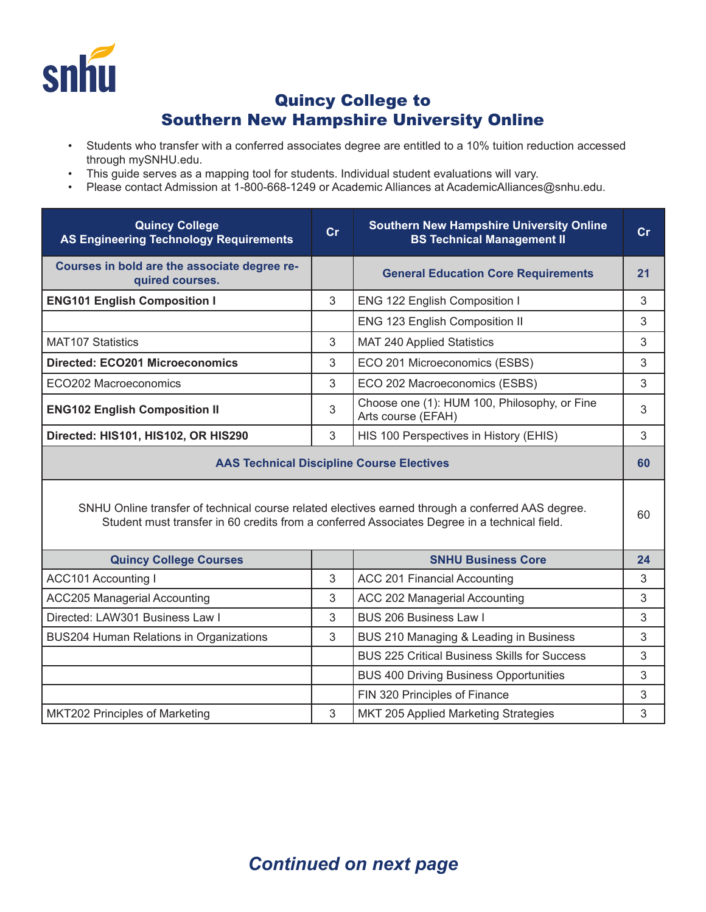# Quincy College to Southern New Hampshire University Online

- Students who transfer with a conferred associates degree are entitled to a 10% tuition reduction accessed through mySNHU.edu.
- This guide serves as a mapping tool for students. Individual student evaluations will vary.
- Please contact Admission at 1-800-668-1249 or Academic Alliances at AcademicAlliances@snhu.edu.

| Quincy College AS Engineering Technology Requirements | Cr | Southern New Hampshire University Online BS Technical Management II | Cr |
|---|---|---|---|
| Courses in bold are the associate degree required courses. | | General Education Core Requirements | 21 |
| **ENG101 English Composition I** | 3 | ENG 122 English Composition I | 3 |
| | | ENG 123 English Composition II | 3 |
| MAT107 Statistics | 3 | MAT 240 Applied Statistics | 3 |
| **Directed: ECO201 Microeconomics** | 3 | ECO 201 Microeconomics (ESBS) | 3 |
| ECO202 Macroeconomics | 3 | ECO 202 Macroeconomics (ESBS) | 3 |
| **ENG102 English Composition II** | 3 | Choose one (1): HUM 100, Philosophy, or Fine Arts course (EFAH) | 3 |
| **Directed: HIS101, HIS102, OR HIS290** | 3 | HIS 100 Perspectives in History (EHIS) | 3 |
| AAS Technical Discipline Course Electives | | | 60 |
| SNHU Online transfer of technical course related electives earned through a conferred AAS degree. Student must transfer in 60 credits from a conferred Associates Degree in a technical field. | | | 60 |
| Quincy College Courses | | SNHU Business Core | 24 |
| ACC101 Accounting I | 3 | ACC 201 Financial Accounting | 3 |
| ACC205 Managerial Accounting | 3 | ACC 202 Managerial Accounting | 3 |
| Directed: LAW301 Business Law I | 3 | BUS 206 Business Law I | 3 |
| BUS204 Human Relations in Organizations | 3 | BUS 210 Managing & Leading in Business | 3 |
| | | BUS 225 Critical Business Skills for Success | 3 |
| | | BUS 400 Driving Business Opportunities | 3 |
| | | FIN 320 Principles of Finance | 3 |
| MKT202 Principles of Marketing | 3 | MKT 205 Applied Marketing Strategies | 3 |

***Continued on next page***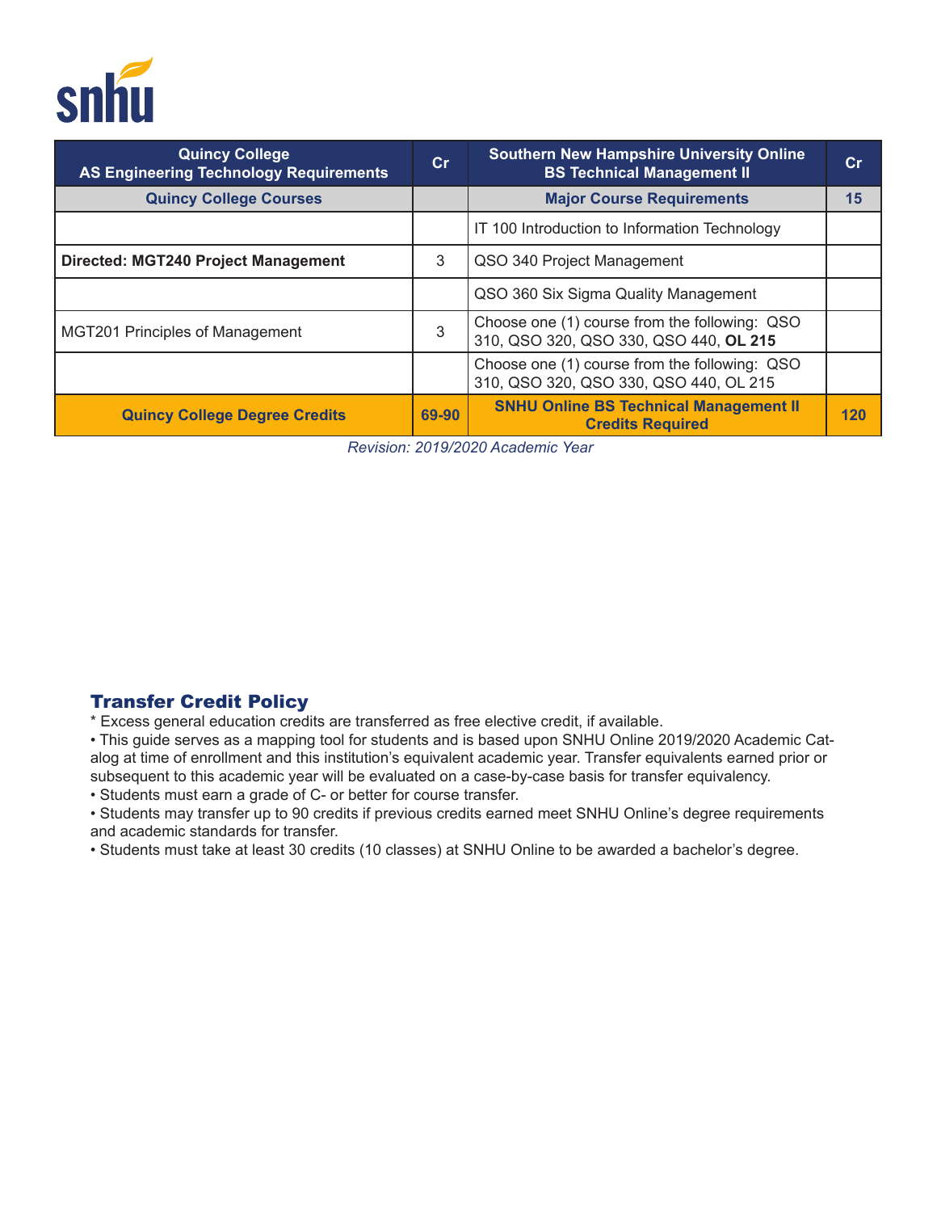| Quincy College AS Engineering Technology Requirements | Cr | Southern New Hampshire University Online BS Technical Management II | Cr |
|---|---|---|---|
| **Quincy College Courses** | | **Major Course Requirements** | **15** |
| | | IT 100 Introduction to Information Technology | |
| **Directed: MGT240 Project Management** | 3 | QSO 340 Project Management | |
| | | QSO 360 Six Sigma Quality Management | |
| MGT201 Principles of Management | 3 | Choose one (1) course from the following: QSO 310, QSO 320, QSO 330, QSO 440, **OL 215** | |
| | | Choose one (1) course from the following: QSO 310, QSO 320, QSO 330, QSO 440, OL 215 | |
| **Quincy College Degree Credits** | **69-90** | **SNHU Online BS Technical Management II Credits Required** | **120** |

*Revision: 2019/2020 Academic Year*

## Transfer Credit Policy

* Excess general education credits are transferred as free elective credit, if available.
• This guide serves as a mapping tool for students and is based upon SNHU Online 2019/2020 Academic Catalog at time of enrollment and this institution's equivalent academic year. Transfer equivalents earned prior or subsequent to this academic year will be evaluated on a case-by-case basis for transfer equivalency.
• Students must earn a grade of C- or better for course transfer.
• Students may transfer up to 90 credits if previous credits earned meet SNHU Online's degree requirements and academic standards for transfer.
• Students must take at least 30 credits (10 classes) at SNHU Online to be awarded a bachelor's degree.